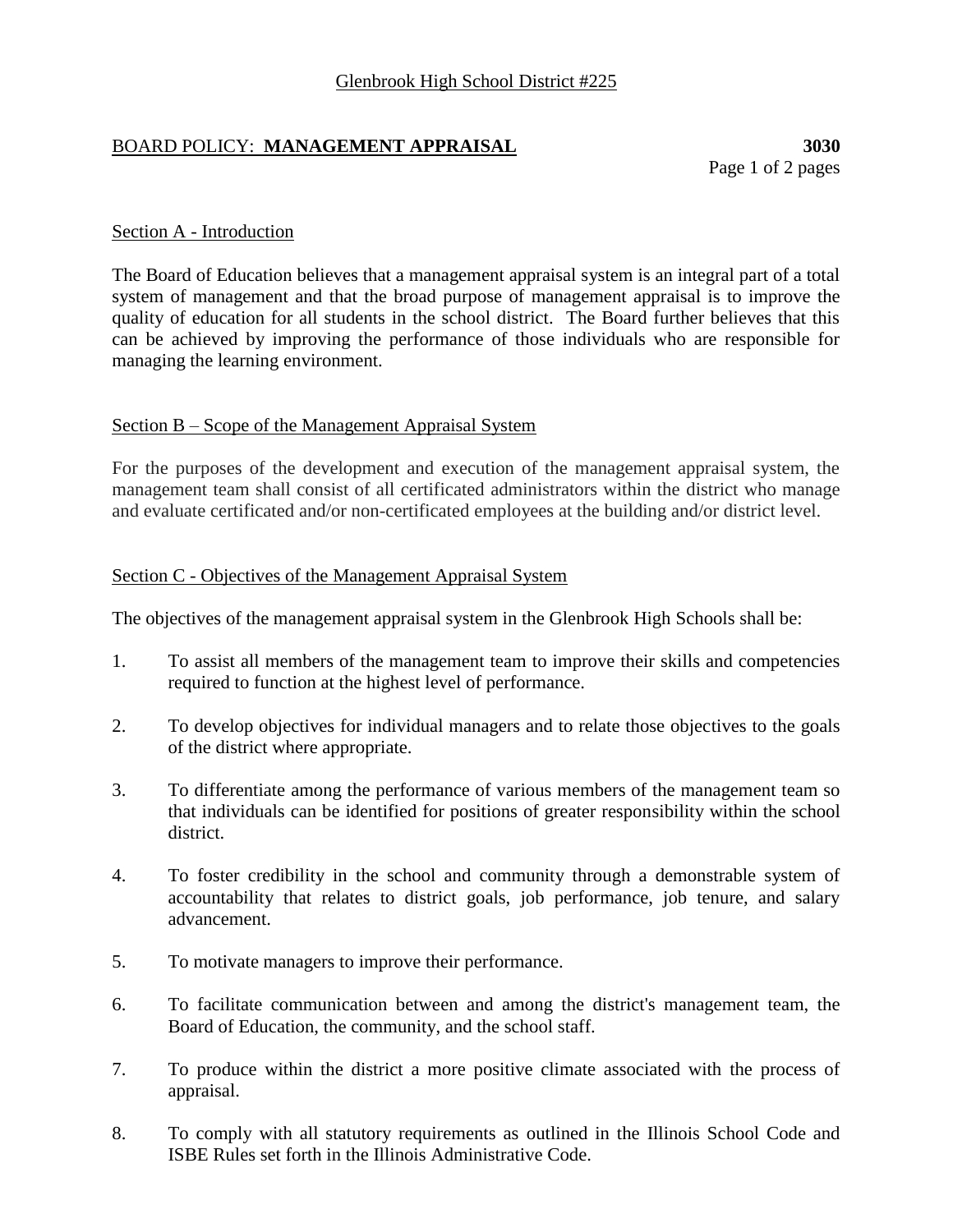Glenbrook High School District #225

# BOARD POLICY: **MANAGEMENT APPRAISAL** **3030**

## Section A - Introduction

The Board of Education believes that a management appraisal system is an integral part of a total system of management and that the broad purpose of management appraisal is to improve the quality of education for all students in the school district. The Board further believes that this can be achieved by improving the performance of those individuals who are responsible for managing the learning environment.

## Section B – Scope of the Management Appraisal System

For the purposes of the development and execution of the management appraisal system, the management team shall consist of all certificated administrators within the district who manage and evaluate certificated and/or non-certificated employees at the building and/or district level.

## Section C - Objectives of the Management Appraisal System

The objectives of the management appraisal system in the Glenbrook High Schools shall be:

1. To assist all members of the management team to improve their skills and competencies required to function at the highest level of performance.

2. To develop objectives for individual managers and to relate those objectives to the goals of the district where appropriate.

3. To differentiate among the performance of various members of the management team so that individuals can be identified for positions of greater responsibility within the school district.

4. To foster credibility in the school and community through a demonstrable system of accountability that relates to district goals, job performance, job tenure, and salary advancement.

5. To motivate managers to improve their performance.

6. To facilitate communication between and among the district's management team, the Board of Education, the community, and the school staff.

7. To produce within the district a more positive climate associated with the process of appraisal.

8. To comply with all statutory requirements as outlined in the Illinois School Code and ISBE Rules set forth in the Illinois Administrative Code.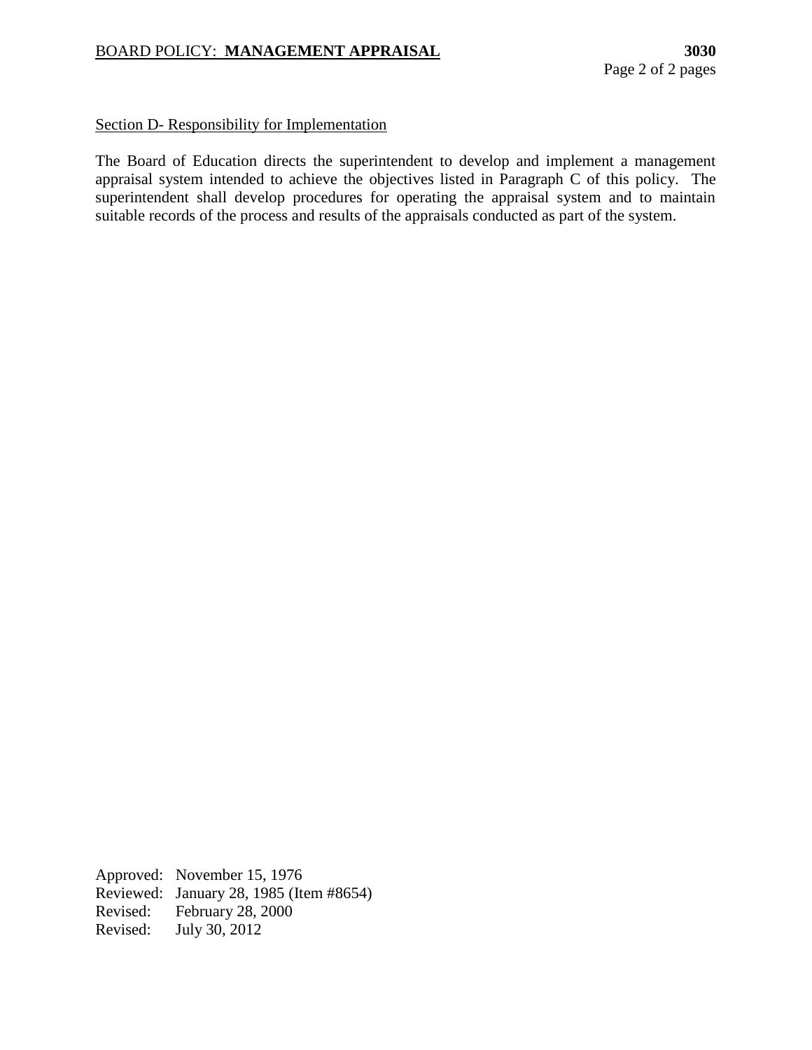Section D- Responsibility for Implementation

The Board of Education directs the superintendent to develop and implement a management appraisal system intended to achieve the objectives listed in Paragraph C of this policy. The superintendent shall develop procedures for operating the appraisal system and to maintain suitable records of the process and results of the appraisals conducted as part of the system.

Approved: November 15, 1976
Reviewed: January 28, 1985 (Item #8654)
Revised: February 28, 2000
Revised: July 30, 2012